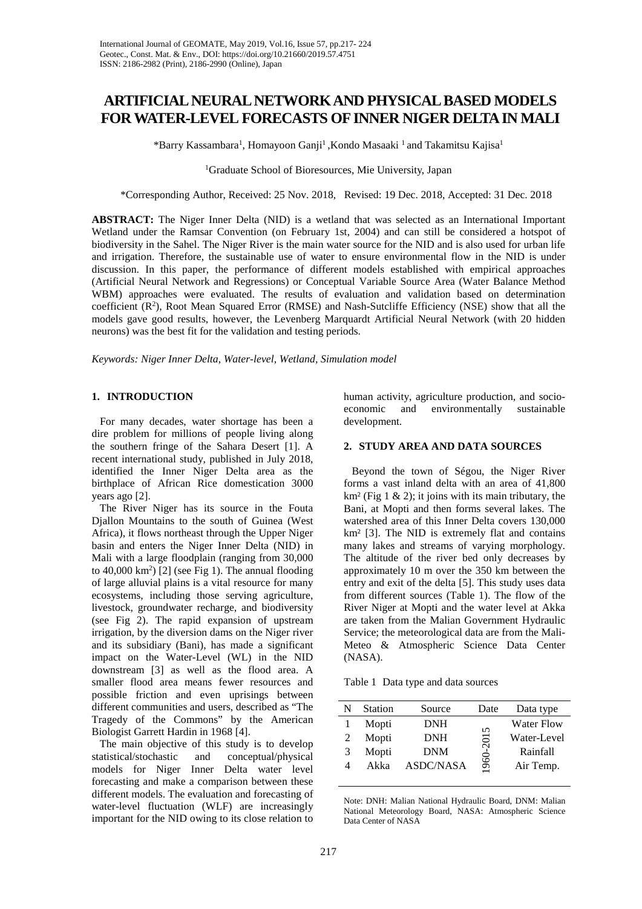# ARTIFICIAL NEURAL NETWORK AND PHYSICAL BASED MODELS FOR WATER-LEVEL FORECASTS OF INNER NIGER DELTA IN MALI

*Barry Kassambara[1], Homayoon Ganji[1], Kondo Masaaki [1] and Takamitsu Kajisa[1]

[1]Graduate School of Bioresources, Mie University, Japan

*Corresponding Author, Received: 25 Nov. 2018, Revised: 19 Dec. 2018, Accepted: 31 Dec. 2018

**ABSTRACT:** The Niger Inner Delta (NID) is a wetland that was selected as an International Important Wetland under the Ramsar Convention (on February 1st, 2004) and can still be considered a hotspot of biodiversity in the Sahel. The Niger River is the main water source for the NID and is also used for urban life and irrigation. Therefore, the sustainable use of water to ensure environmental flow in the NID is under discussion. In this paper, the performance of different models established with empirical approaches (Artificial Neural Network and Regressions) or Conceptual Variable Source Area (Water Balance Method WBM) approaches were evaluated. The results of evaluation and validation based on determination coefficient ($R^2$), Root Mean Squared Error (RMSE) and Nash-Sutcliffe Efficiency (NSE) show that all the models gave good results, however, the Levenberg Marquardt Artificial Neural Network (with 20 hidden neurons) was the best fit for the validation and testing periods.

*Keywords: Niger Inner Delta, Water-level, Wetland, Simulation model*

## 1. INTRODUCTION

For many decades, water shortage has been a dire problem for millions of people living along the southern fringe of the Sahara Desert [1]. A recent international study, published in July 2018, identified the Inner Niger Delta area as the birthplace of African Rice domestication 3000 years ago [2].

The River Niger has its source in the Fouta Djallon Mountains to the south of Guinea (West Africa), it flows northeast through the Upper Niger basin and enters the Niger Inner Delta (NID) in Mali with a large floodplain (ranging from 30,000 to 40,000 km$^2$) [2] (see Fig 1). The annual flooding of large alluvial plains is a vital resource for many ecosystems, including those serving agriculture, livestock, groundwater recharge, and biodiversity (see Fig 2). The rapid expansion of upstream irrigation, by the diversion dams on the Niger river and its subsidiary (Bani), has made a significant impact on the Water-Level (WL) in the NID downstream [3] as well as the flood area. A smaller flood area means fewer resources and possible friction and even uprisings between different communities and users, described as "The Tragedy of the Commons" by the American Biologist Garrett Hardin in 1968 [4].

The main objective of this study is to develop statistical/stochastic and conceptual/physical models for Niger Inner Delta water level forecasting and make a comparison between these different models. The evaluation and forecasting of water-level fluctuation (WLF) are increasingly important for the NID owing to its close relation to human activity, agriculture production, and socio-economic and environmentally sustainable development.

## 2. STUDY AREA AND DATA SOURCES

Beyond the town of Ségou, the Niger River forms a vast inland delta with an area of 41,800 km² (Fig 1 & 2); it joins with its main tributary, the Bani, at Mopti and then forms several lakes. The watershed area of this Inner Delta covers 130,000 km² [3]. The NID is extremely flat and contains many lakes and streams of varying morphology. The altitude of the river bed only decreases by approximately 10 m over the 350 km between the entry and exit of the delta [5]. This study uses data from different sources (Table 1). The flow of the River Niger at Mopti and the water level at Akka are taken from the Malian Government Hydraulic Service; the meteorological data are from the Mali-Meteo & Atmospheric Science Data Center (NASA).

Table 1 Data type and data sources

| N | Station | Source | Date | Data type |
|---|---|---|---|---|
| 1 | Mopti | DNH | 1960-2015 | Water Flow |
| 2 | Mopti | DNH | | Water-Level |
| 3 | Mopti | DNM | | Rainfall |
| 4 | Akka | ASDC/NASA | | Air Temp. |

Note: DNH: Malian National Hydraulic Board, DNM: Malian National Meteorology Board, NASA: Atmospheric Science Data Center of NASA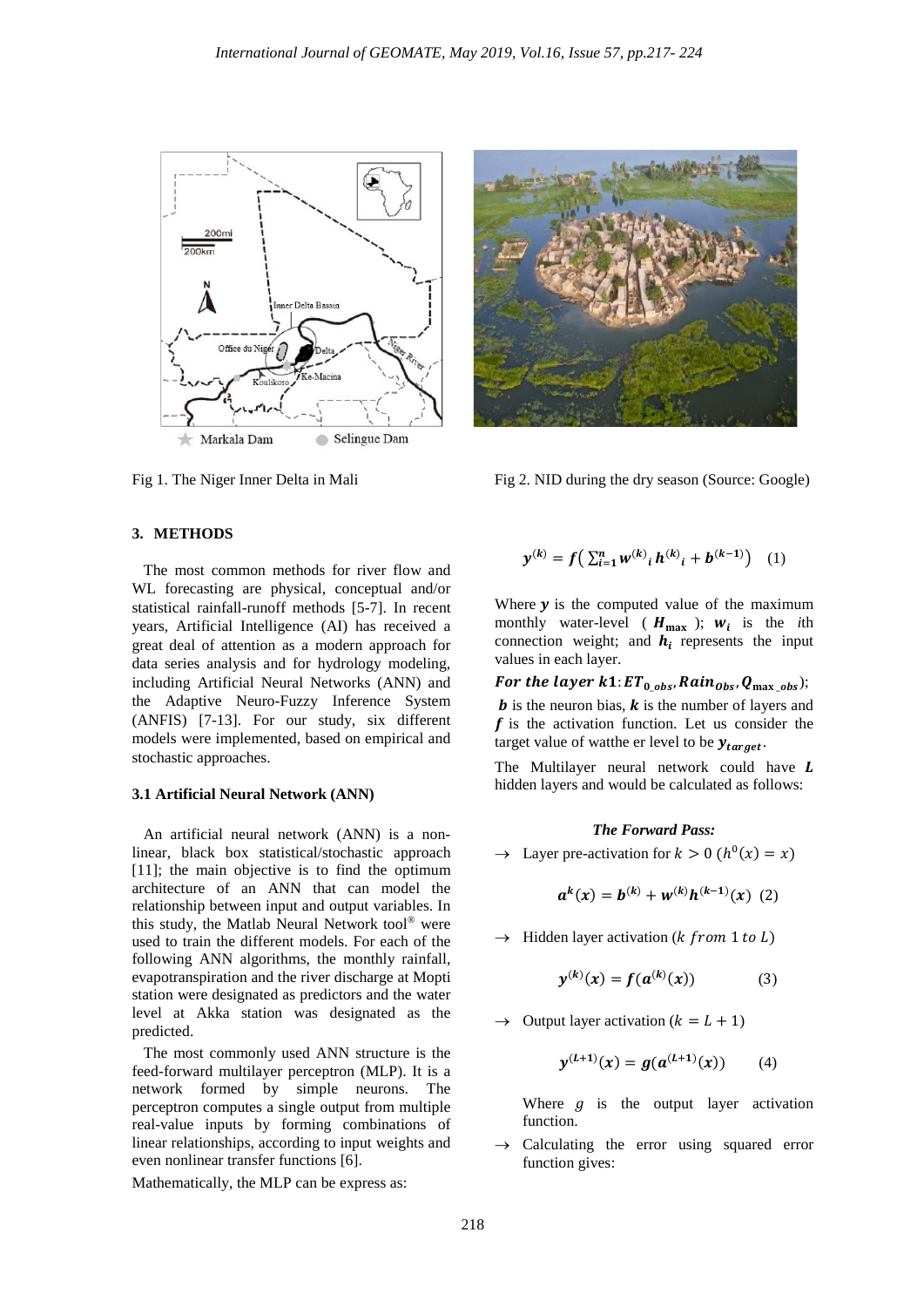Fig 1. The Niger Inner Delta in Mali

Fig 2. NID during the dry season (Source: Google)

## 3. METHODS

The most common methods for river flow and WL forecasting are physical, conceptual and/or statistical rainfall-runoff methods [5-7]. In recent years, Artificial Intelligence (AI) has received a great deal of attention as a modern approach for data series analysis and for hydrology modeling, including Artificial Neural Networks (ANN) and the Adaptive Neuro-Fuzzy Inference System (ANFIS) [7-13]. For our study, six different models were implemented, based on empirical and stochastic approaches.

### 3.1 Artificial Neural Network (ANN)

An artificial neural network (ANN) is a non-linear, black box statistical/stochastic approach [11]; the main objective is to find the optimum architecture of an ANN that can model the relationship between input and output variables. In this study, the Matlab Neural Network tool® were used to train the different models. For each of the following ANN algorithms, the monthly rainfall, evapotranspiration and the river discharge at Mopti station were designated as predictors and the water level at Akka station was designated as the predicted.

The most commonly used ANN structure is the feed-forward multilayer perceptron (MLP). It is a network formed by simple neurons. The perceptron computes a single output from multiple real-value inputs by forming combinations of linear relationships, according to input weights and even nonlinear transfer functions [6].

Mathematically, the MLP can be express as:

$$\boldsymbol{y}^{(k)} = \boldsymbol{f}\left( \sum_{i=1}^{n} \boldsymbol{w}^{(k)}{}_{i} \, \boldsymbol{h}^{(k)}{}_{i} + \boldsymbol{b}^{(k-1)} \right) \quad (1)$$

Where $\boldsymbol{y}$ is the computed value of the maximum monthly water-level ( $\boldsymbol{H}_{\max}$ ); $\boldsymbol{w}_i$ is the *i*th connection weight; and $\boldsymbol{h}_i$ represents the input values in each layer.

***For the layer*** $\boldsymbol{k1}$: $\boldsymbol{ET}_{\boldsymbol{0\_obs}}, \boldsymbol{Rain}_{\boldsymbol{Obs}}, \boldsymbol{Q}_{\boldsymbol{\max\_obs}}$);

$\boldsymbol{b}$ is the neuron bias, $\boldsymbol{k}$ is the number of layers and $\boldsymbol{f}$ is the activation function. Let us consider the target value of watthe er level to be $\boldsymbol{y}_{\boldsymbol{target}}$.

The Multilayer neural network could have $\boldsymbol{L}$ hidden layers and would be calculated as follows:

***The Forward Pass:***

→ Layer pre-activation for $k > 0$ $(h^0(x) = x)$

$$\boldsymbol{a}^{\boldsymbol{k}}(\boldsymbol{x}) = \boldsymbol{b}^{(\boldsymbol{k})} + \boldsymbol{w}^{(\boldsymbol{k})} \boldsymbol{h}^{(\boldsymbol{k-1})}(\boldsymbol{x}) \quad (2)$$

→ Hidden layer activation ($k$ $from$ $1$ $to$ $L$)

$$\boldsymbol{y}^{(\boldsymbol{k})}(\boldsymbol{x}) = \boldsymbol{f}(\boldsymbol{a}^{(\boldsymbol{k})}(\boldsymbol{x})) \quad (3)$$

→ Output layer activation ($k = L + 1$)

$$\boldsymbol{y}^{(\boldsymbol{L+1})}(\boldsymbol{x}) = \boldsymbol{g}(\boldsymbol{a}^{(\boldsymbol{L+1})}(\boldsymbol{x})) \quad (4)$$

Where $g$ is the output layer activation function.

→ Calculating the error using squared error function gives: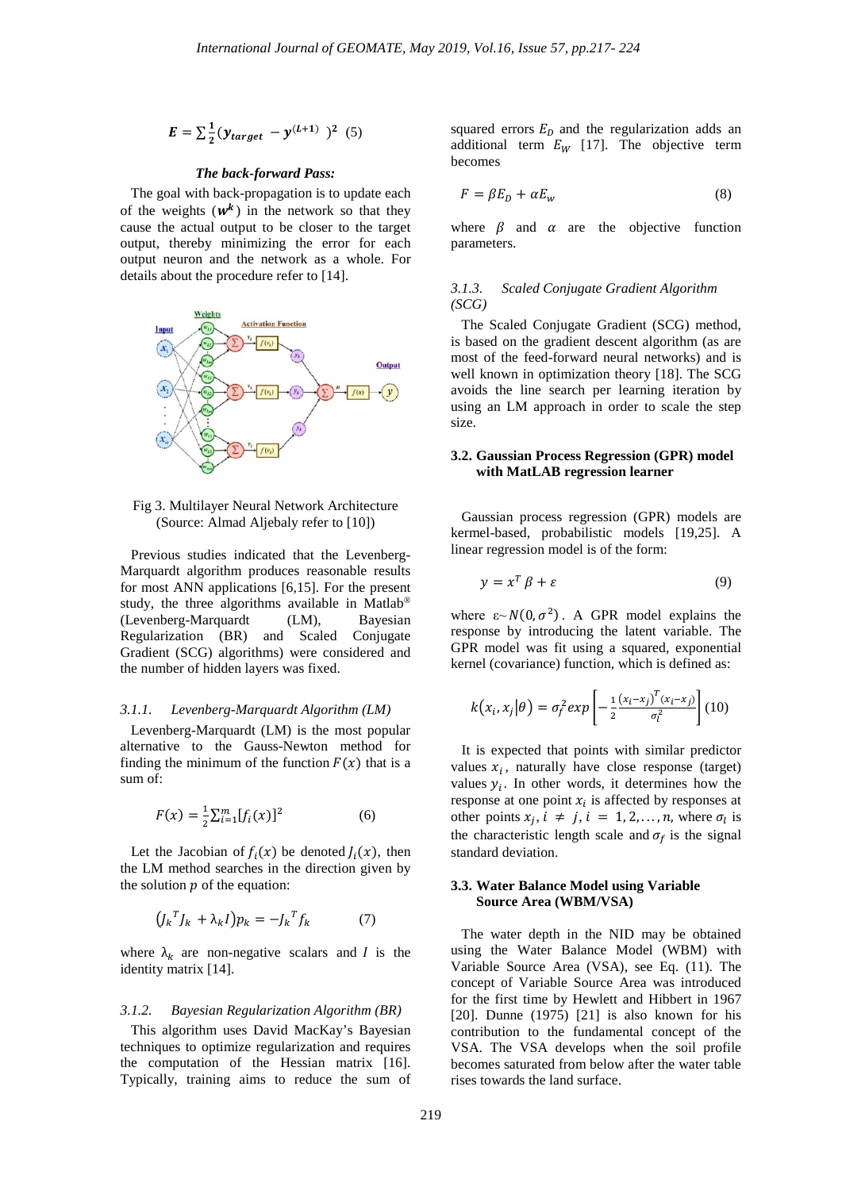$$E = \sum \frac{1}{2}(y_{target} - y^{(L+1)})^2 \quad (5)$$

***The back-forward Pass:***

The goal with back-propagation is to update each of the weights ($w^k$) in the network so that they cause the actual output to be closer to the target output, thereby minimizing the error for each output neuron and the network as a whole. For details about the procedure refer to [14].

Fig 3. Multilayer Neural Network Architecture (Source: Almad Aljebaly refer to [10])

Previous studies indicated that the Levenberg-Marquardt algorithm produces reasonable results for most ANN applications [6,15]. For the present study, the three algorithms available in Matlab® (Levenberg-Marquardt (LM), Bayesian Regularization (BR) and Scaled Conjugate Gradient (SCG) algorithms) were considered and the number of hidden layers was fixed.

#### *3.1.1. Levenberg-Marquardt Algorithm (LM)*

Levenberg-Marquardt (LM) is the most popular alternative to the Gauss-Newton method for finding the minimum of the function $F(x)$ that is a sum of:

$$F(x) = \frac{1}{2}\sum_{i=1}^{m}[f_i(x)]^2 \quad (6)$$

Let the Jacobian of $f_i(x)$ be denoted $J_i(x)$, then the LM method searches in the direction given by the solution $p$ of the equation:

$$(J_k^T J_k + \lambda_k I)p_k = -J_k^T f_k \quad (7)$$

where $\lambda_k$ are non-negative scalars and $I$ is the identity matrix [14].

#### *3.1.2. Bayesian Regularization Algorithm (BR)*

This algorithm uses David MacKay's Bayesian techniques to optimize regularization and requires the computation of the Hessian matrix [16]. Typically, training aims to reduce the sum of squared errors $E_D$ and the regularization adds an additional term $E_W$ [17]. The objective term becomes

$$F = \beta E_D + \alpha E_w \quad (8)$$

where $\beta$ and $\alpha$ are the objective function parameters.

#### *3.1.3. Scaled Conjugate Gradient Algorithm (SCG)*

The Scaled Conjugate Gradient (SCG) method, is based on the gradient descent algorithm (as are most of the feed-forward neural networks) and is well known in optimization theory [18]. The SCG avoids the line search per learning iteration by using an LM approach in order to scale the step size.

### 3.2. Gaussian Process Regression (GPR) model with MatLAB regression learner

Gaussian process regression (GPR) models are kermel-based, probabilistic models [19,25]. A linear regression model is of the form:

$$y = x^T \beta + \varepsilon \quad (9)$$

where $\varepsilon \sim N(0, \sigma^2)$. A GPR model explains the response by introducing the latent variable. The GPR model was fit using a squared, exponential kernel (covariance) function, which is defined as:

$$k(x_i, x_j|\theta) = \sigma_f^2 exp\left[-\frac{1}{2}\frac{(x_i - x_j)^T(x_i - x_j)}{\sigma_l^2}\right] \quad (10)$$

It is expected that points with similar predictor values $x_i$, naturally have close response (target) values $y_i$. In other words, it determines how the response at one point $x_i$ is affected by responses at other points $x_j, i \neq j, i = 1, 2, \ldots, n$, where $\sigma_l$ is the characteristic length scale and $\sigma_f$ is the signal standard deviation.

### 3.3. Water Balance Model using Variable Source Area (WBM/VSA)

The water depth in the NID may be obtained using the Water Balance Model (WBM) with Variable Source Area (VSA), see Eq. (11). The concept of Variable Source Area was introduced for the first time by Hewlett and Hibbert in 1967 [20]. Dunne (1975) [21] is also known for his contribution to the fundamental concept of the VSA. The VSA develops when the soil profile becomes saturated from below after the water table rises towards the land surface.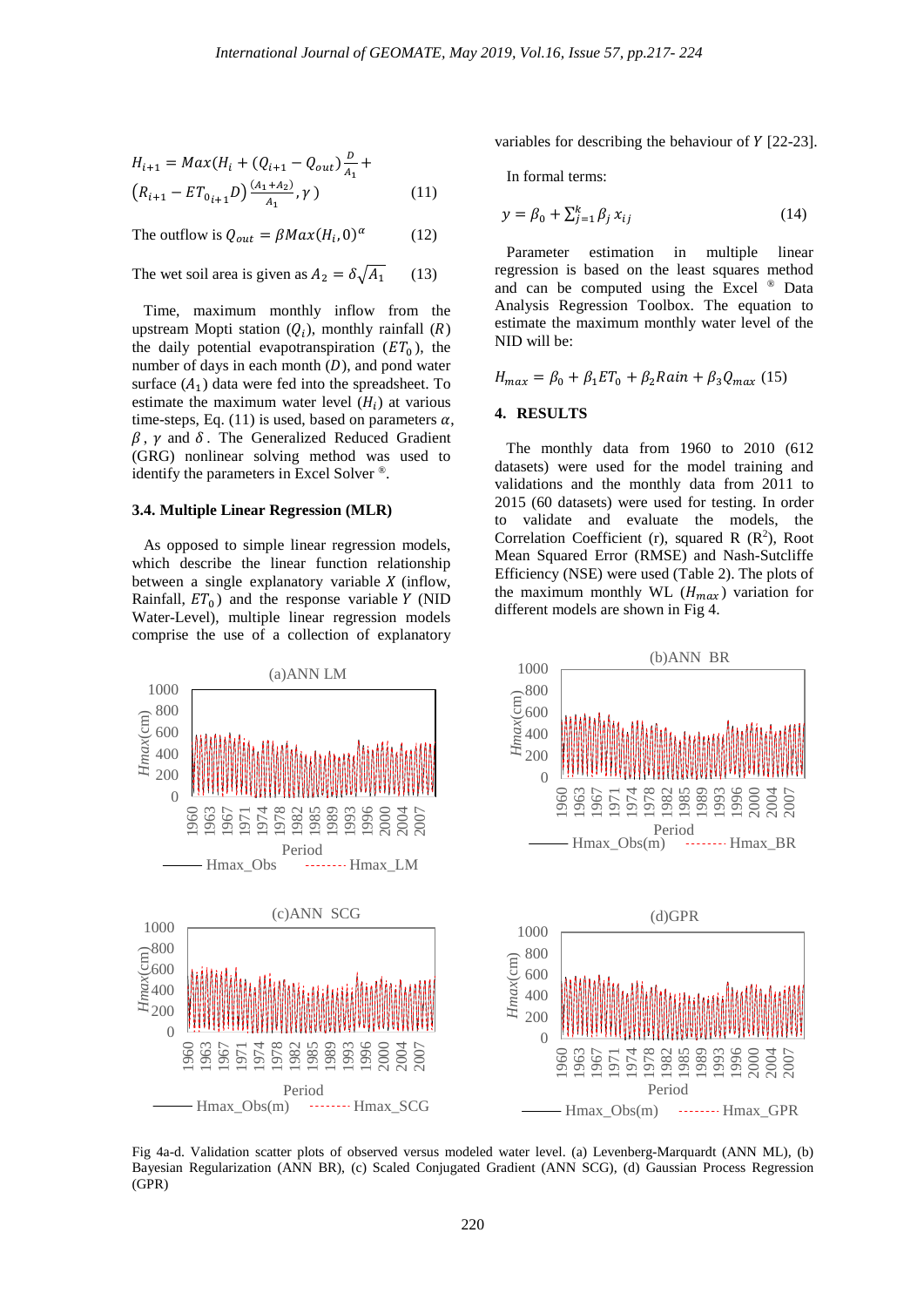$$H_{i+1} = Max(H_i + (Q_{i+1} - Q_{out})\frac{D}{A_1} + (R_{i+1} - ET_{0_{i+1}}D)\frac{(A_1 + A_2)}{A_1}, \gamma) \quad (11)$$

The outflow is $Q_{out} = \beta Max(H_i, 0)^{\alpha}$ (12)

The wet soil area is given as $A_2 = \delta\sqrt{A_1}$ (13)

Time, maximum monthly inflow from the upstream Mopti station ($Q_i$), monthly rainfall ($R$) the daily potential evapotranspiration ($ET_0$), the number of days in each month ($D$), and pond water surface ($A_1$) data were fed into the spreadsheet. To estimate the maximum water level ($H_i$) at various time-steps, Eq. (11) is used, based on parameters $\alpha$, $\beta$, $\gamma$ and $\delta$. The Generalized Reduced Gradient (GRG) nonlinear solving method was used to identify the parameters in Excel Solver ®.

### 3.4. Multiple Linear Regression (MLR)

As opposed to simple linear regression models, which describe the linear function relationship between a single explanatory variable $X$ (inflow, Rainfall, $ET_0$) and the response variable $Y$ (NID Water-Level), multiple linear regression models comprise the use of a collection of explanatory variables for describing the behaviour of $Y$ [22-23].

In formal terms:

$$y = \beta_0 + \sum_{j=1}^{k} \beta_j x_{ij} \quad (14)$$

Parameter estimation in multiple linear regression is based on the least squares method and can be computed using the Excel ® Data Analysis Regression Toolbox. The equation to estimate the maximum monthly water level of the NID will be:

$$H_{max} = \beta_0 + \beta_1 ET_0 + \beta_2 Rain + \beta_3 Q_{max} \quad (15)$$

## 4. RESULTS

The monthly data from 1960 to 2010 (612 datasets) were used for the model training and validations and the monthly data from 2011 to 2015 (60 datasets) were used for testing. In order to validate and evaluate the models, the Correlation Coefficient (r), squared R ($R^2$), Root Mean Squared Error (RMSE) and Nash-Sutcliffe Efficiency (NSE) were used (Table 2). The plots of the maximum monthly WL ($H_{max}$) variation for different models are shown in Fig 4.

Fig 4a-d. Validation scatter plots of observed versus modeled water level. (a) Levenberg-Marquardt (ANN ML), (b) Bayesian Regularization (ANN BR), (c) Scaled Conjugated Gradient (ANN SCG), (d) Gaussian Process Regression (GPR)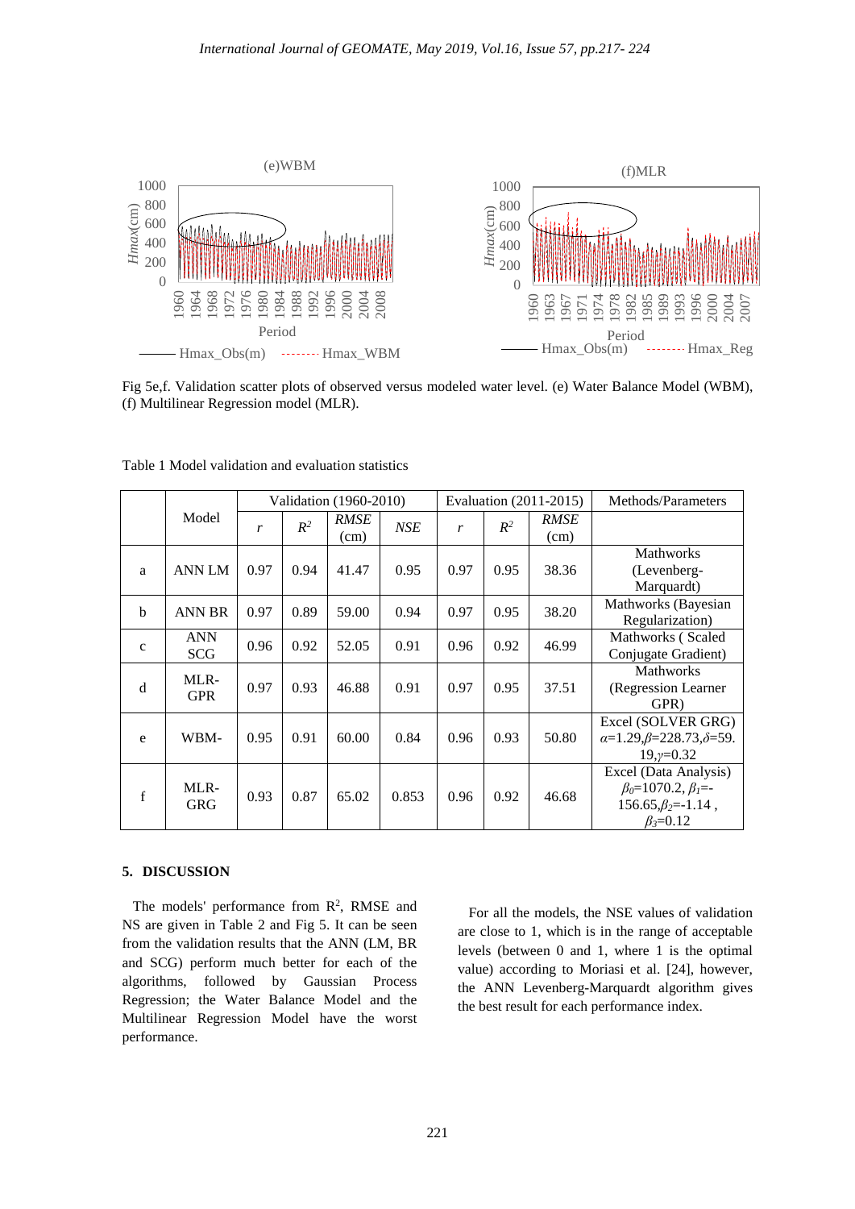Fig 5e,f. Validation scatter plots of observed versus modeled water level. (e) Water Balance Model (WBM), (f) Multilinear Regression model (MLR).

Table 1 Model validation and evaluation statistics

| | Model | Validation (1960-2010) | | | | Evaluation (2011-2015) | | | Methods/Parameters |
|---|---|---|---|---|---|---|---|---|---|
| | | $r$ | $R^2$ | *RMSE* (cm) | *NSE* | $r$ | $R^2$ | *RMSE* (cm) | |
| a | ANN LM | 0.97 | 0.94 | 41.47 | 0.95 | 0.97 | 0.95 | 38.36 | Mathworks (Levenberg-Marquardt) |
| b | ANN BR | 0.97 | 0.89 | 59.00 | 0.94 | 0.97 | 0.95 | 38.20 | Mathworks (Bayesian Regularization) |
| c | ANN SCG | 0.96 | 0.92 | 52.05 | 0.91 | 0.96 | 0.92 | 46.99 | Mathworks ( Scaled Conjugate Gradient) |
| d | MLR-GPR | 0.97 | 0.93 | 46.88 | 0.91 | 0.97 | 0.95 | 37.51 | Mathworks (Regression Learner GPR) |
| e | WBM- | 0.95 | 0.91 | 60.00 | 0.84 | 0.96 | 0.93 | 50.80 | Excel (SOLVER GRG) $\alpha$=1.29,$\beta$=228.73,$\delta$=59.19,$\gamma$=0.32 |
| f | MLR-GRG | 0.93 | 0.87 | 65.02 | 0.853 | 0.96 | 0.92 | 46.68 | Excel (Data Analysis) $\beta_0$=1070.2, $\beta_1$=-156.65,$\beta_2$=-1.14 , $\beta_3$=0.12 |

## 5. DISCUSSION

The models' performance from $R^2$, RMSE and NS are given in Table 2 and Fig 5. It can be seen from the validation results that the ANN (LM, BR and SCG) perform much better for each of the algorithms, followed by Gaussian Process Regression; the Water Balance Model and the Multilinear Regression Model have the worst performance.

For all the models, the NSE values of validation are close to 1, which is in the range of acceptable levels (between 0 and 1, where 1 is the optimal value) according to Moriasi et al. [24], however, the ANN Levenberg-Marquardt algorithm gives the best result for each performance index.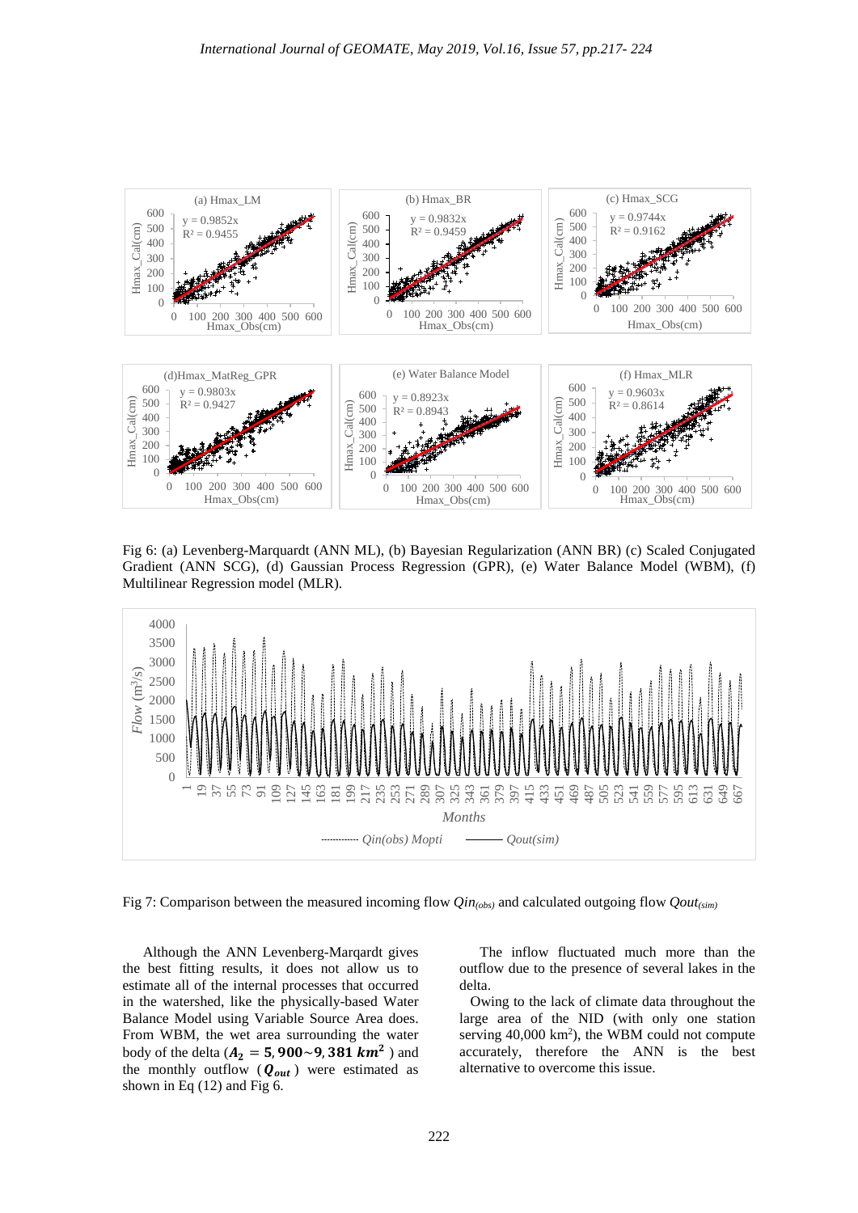Fig 6: (a) Levenberg-Marquardt (ANN ML), (b) Bayesian Regularization (ANN BR) (c) Scaled Conjugated Gradient (ANN SCG), (d) Gaussian Process Regression (GPR), (e) Water Balance Model (WBM), (f) Multilinear Regression model (MLR).

Fig 7: Comparison between the measured incoming flow $Qin_{(obs)}$ and calculated outgoing flow $Qout_{(sim)}$

Although the ANN Levenberg-Marqardt gives the best fitting results, it does not allow us to estimate all of the internal processes that occurred in the watershed, like the physically-based Water Balance Model using Variable Source Area does. From WBM, the wet area surrounding the water body of the delta ($\boldsymbol{A_2 = 5,900 \sim 9,381\ km^2}$) and the monthly outflow ($\boldsymbol{Q_{out}}$) were estimated as shown in Eq (12) and Fig 6.

The inflow fluctuated much more than the outflow due to the presence of several lakes in the delta.

Owing to the lack of climate data throughout the large area of the NID (with only one station serving 40,000 km$^2$), the WBM could not compute accurately, therefore the ANN is the best alternative to overcome this issue.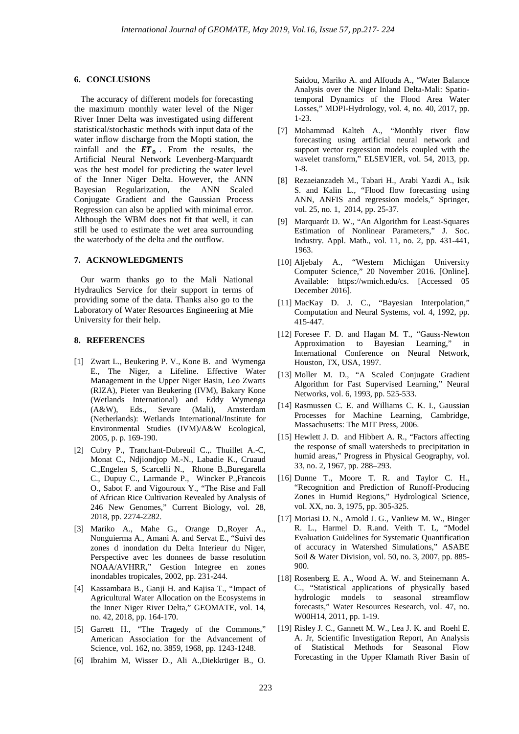## 6. CONCLUSIONS

The accuracy of different models for forecasting the maximum monthly water level of the Niger River Inner Delta was investigated using different statistical/stochastic methods with input data of the water inflow discharge from the Mopti station, the rainfall and the $ET_0$. From the results, the Artificial Neural Network Levenberg-Marquardt was the best model for predicting the water level of the Inner Niger Delta. However, the ANN Bayesian Regularization, the ANN Scaled Conjugate Gradient and the Gaussian Process Regression can also be applied with minimal error. Although the WBM does not fit that well, it can still be used to estimate the wet area surrounding the waterbody of the delta and the outflow.

## 7. ACKNOWLEDGMENTS

Our warm thanks go to the Mali National Hydraulics Service for their support in terms of providing some of the data. Thanks also go to the Laboratory of Water Resources Engineering at Mie University for their help.

## 8. REFERENCES

[1] Zwart L., Beukering P. V., Kone B. and Wymenga E., The Niger, a Lifeline. Effective Water Management in the Upper Niger Basin, Leo Zwarts (RIZA), Pieter van Beukering (IVM), Bakary Kone (Wetlands International) and Eddy Wymenga (A&W), Eds., Sevare (Mali), Amsterdam (Netherlands): Wetlands International/Institute for Environmental Studies (IVM)/A&W Ecological, 2005, p. p. 169-190.

[2] Cubry P., Tranchant-Dubreuil C.,. Thuillet A.-C, Monat C., Ndjiondjop M.-N., Labadie K., Cruaud C.,Engelen S, Scarcelli N., Rhone B.,Buregarella C., Dupuy C., Larmande P., Wincker P.,Francois O., Sabot F. and Vigouroux Y., "The Rise and Fall of African Rice Cultivation Revealed by Analysis of 246 New Genomes," Current Biology, vol. 28, 2018, pp. 2274-2282.

[3] Mariko A., Mahe G., Orange D.,Royer A., Nonguierma A., Amani A. and Servat E., "Suivi des zones d inondation du Delta Interieur du Niger, Perspective avec les donnees de basse resolution NOAA/AVHRR," Gestion Integree en zones inondables tropicales, 2002, pp. 231-244.

[4] Kassambara B., Ganji H. and Kajisa T., "Impact of Agricultural Water Allocation on the Ecosystems in the Inner Niger River Delta," GEOMATE, vol. 14, no. 42, 2018, pp. 164-170.

[5] Garrett H., "The Tragedy of the Commons," American Association for the Advancement of Science, vol. 162, no. 3859, 1968, pp. 1243-1248.

[6] Ibrahim M, Wisser D., Ali A.,Diekkrüger B., O. Saidou, Mariko A. and Alfouda A., "Water Balance Analysis over the Niger Inland Delta-Mali: Spatio-temporal Dynamics of the Flood Area Water Losses," MDPI-Hydrology, vol. 4, no. 40, 2017, pp. 1-23.

[7] Mohammad Kalteh A., "Monthly river flow forecasting using artificial neural network and support vector regression models coupled with the wavelet transform," ELSEVIER, vol. 54, 2013, pp. 1-8.

[8] Rezaeianzadeh M., Tabari H., Arabi Yazdi A., Isik S. and Kalin L., "Flood flow forecasting using ANN, ANFIS and regression models," Springer, vol. 25, no. 1, 2014, pp. 25-37.

[9] Marquardt D. W., "An Algorithm for Least-Squares Estimation of Nonlinear Parameters," J. Soc. Industry. Appl. Math., vol. 11, no. 2, pp. 431-441, 1963.

[10] Aljebaly A., "Western Michigan University Computer Science," 20 November 2016. [Online]. Available: https://wmich.edu/cs. [Accessed 05 December 2016].

[11] MacKay D. J. C., "Bayesian Interpolation," Computation and Neural Systems, vol. 4, 1992, pp. 415-447.

[12] Foresee F. D. and Hagan M. T., "Gauss-Newton Approximation to Bayesian Learning," in International Conference on Neural Network, Houston, TX, USA, 1997.

[13] Moller M. D., "A Scaled Conjugate Gradient Algorithm for Fast Supervised Learning," Neural Networks, vol. 6, 1993, pp. 525-533.

[14] Rasmussen C. E. and Williams C. K. I., Gaussian Processes for Machine Learning, Cambridge, Massachusetts: The MIT Press, 2006.

[15] Hewlett J. D. and Hibbert A. R., "Factors affecting the response of small watersheds to precipitation in humid areas," Progress in Physical Geography, vol. 33, no. 2, 1967, pp. 288–293.

[16] Dunne T., Moore T. R. and Taylor C. H., "Recognition and Prediction of Runoff-Producing Zones in Humid Regions," Hydrological Science, vol. XX, no. 3, 1975, pp. 305-325.

[17] Moriasi D. N., Arnold J. G., Vanliew M. W., Binger R. L., Harmel D. R.and. Veith T. L, "Model Evaluation Guidelines for Systematic Quantification of accuracy in Watershed Simulations," ASABE Soil & Water Division, vol. 50, no. 3, 2007, pp. 885-900.

[18] Rosenberg E. A., Wood A. W. and Steinemann A. C., "Statistical applications of physically based hydrologic models to seasonal streamflow forecasts," Water Resources Research, vol. 47, no. W00H14, 2011, pp. 1-19.

[19] Risley J. C., Gannett M. W., Lea J. K. and Roehl E. A. Jr, Scientific Investigation Report, An Analysis of Statistical Methods for Seasonal Flow Forecasting in the Upper Klamath River Basin of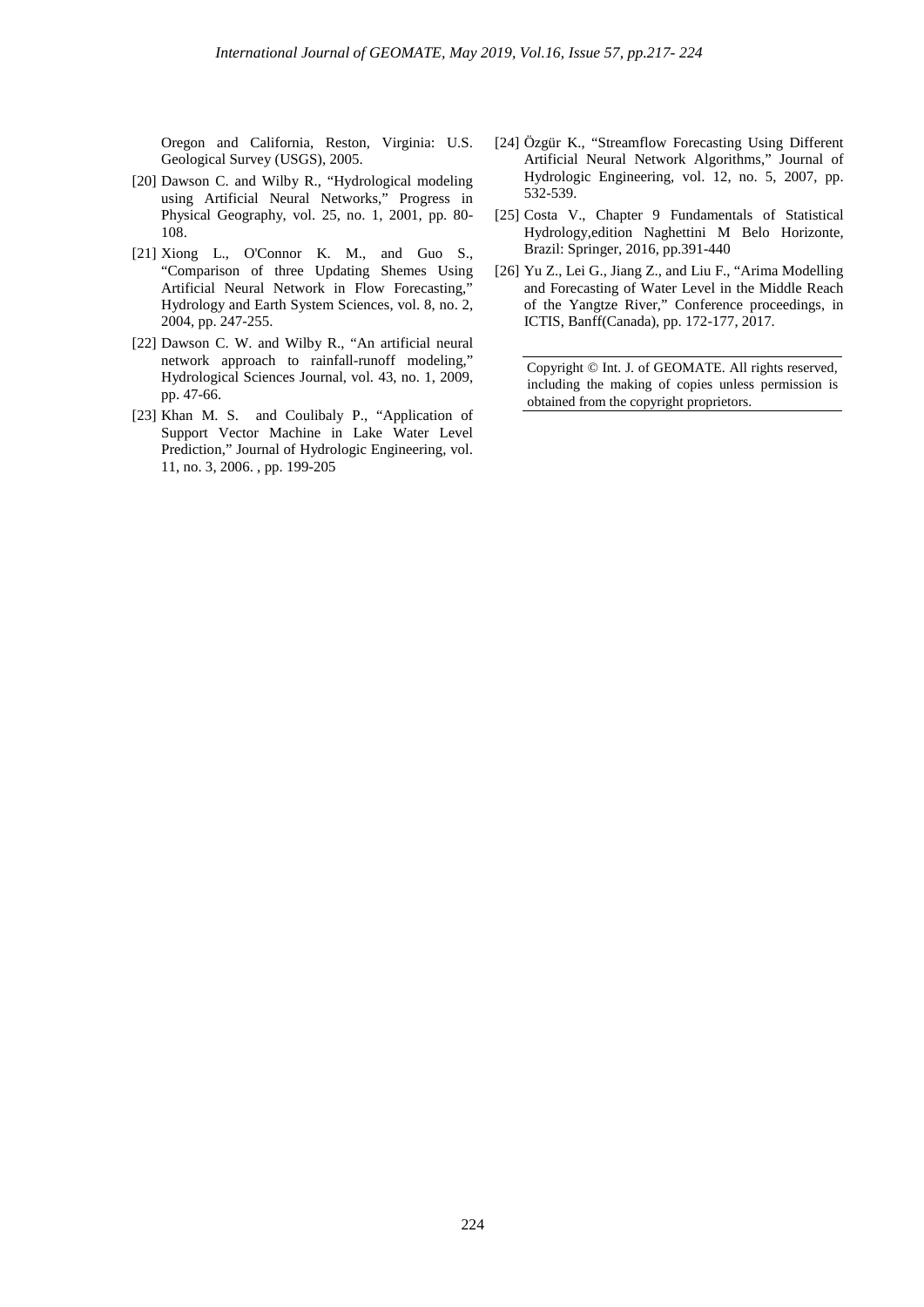Oregon and California, Reston, Virginia: U.S. Geological Survey (USGS), 2005.

[20] Dawson C. and Wilby R., "Hydrological modeling using Artificial Neural Networks," Progress in Physical Geography, vol. 25, no. 1, 2001, pp. 80-108.

[21] Xiong L., O'Connor K. M., and Guo S., "Comparison of three Updating Shemes Using Artificial Neural Network in Flow Forecasting," Hydrology and Earth System Sciences, vol. 8, no. 2, 2004, pp. 247-255.

[22] Dawson C. W. and Wilby R., "An artificial neural network approach to rainfall-runoff modeling," Hydrological Sciences Journal, vol. 43, no. 1, 2009, pp. 47-66.

[23] Khan M. S. and Coulibaly P., "Application of Support Vector Machine in Lake Water Level Prediction," Journal of Hydrologic Engineering, vol. 11, no. 3, 2006. , pp. 199-205

[24] Özgür K., "Streamflow Forecasting Using Different Artificial Neural Network Algorithms," Journal of Hydrologic Engineering, vol. 12, no. 5, 2007, pp. 532-539.

[25] Costa V., Chapter 9 Fundamentals of Statistical Hydrology,edition Naghettini M Belo Horizonte, Brazil: Springer, 2016, pp.391-440

[26] Yu Z., Lei G., Jiang Z., and Liu F., "Arima Modelling and Forecasting of Water Level in the Middle Reach of the Yangtze River," Conference proceedings, in ICTIS, Banff(Canada), pp. 172-177, 2017.

Copyright © Int. J. of GEOMATE. All rights reserved, including the making of copies unless permission is obtained from the copyright proprietors.